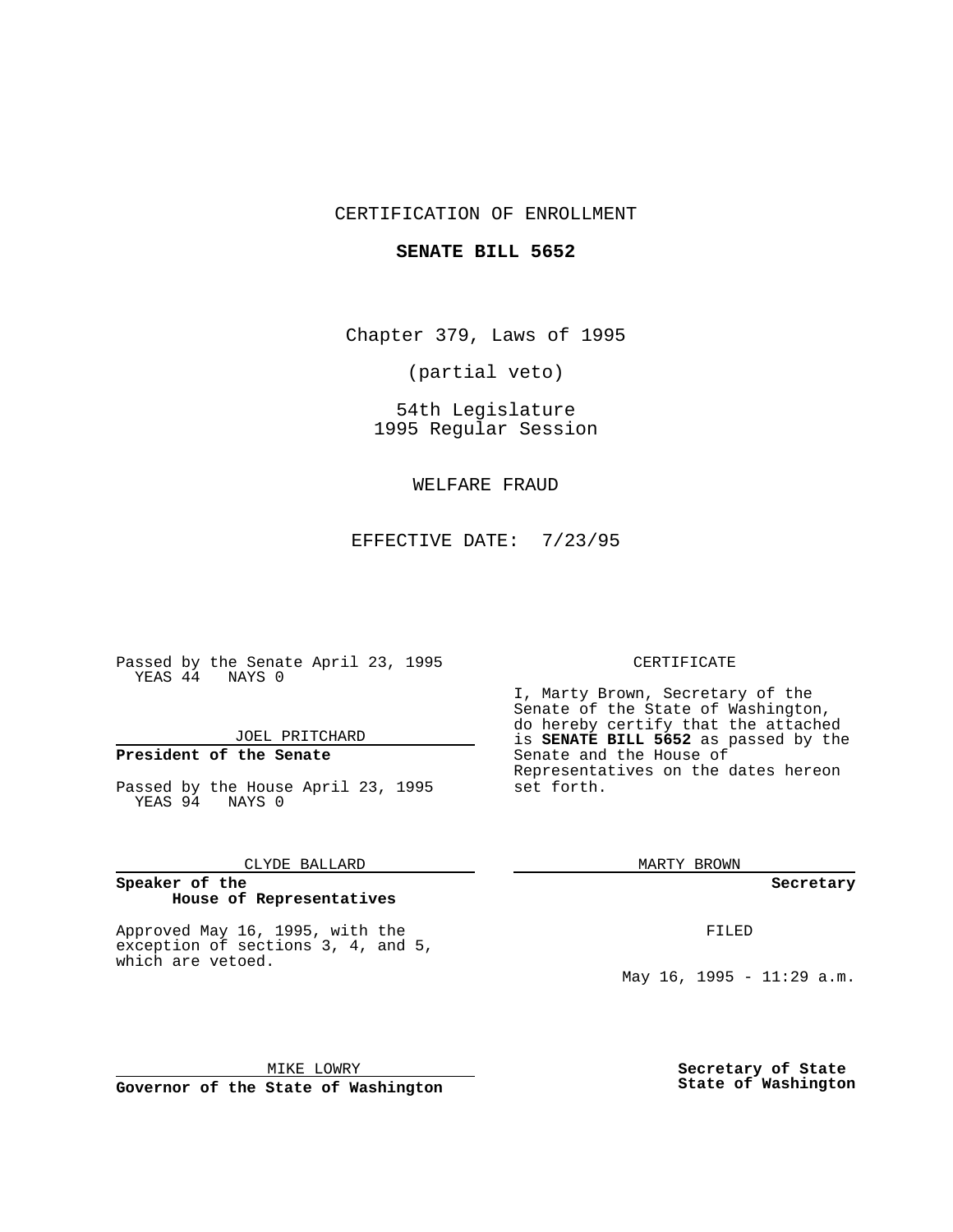CERTIFICATION OF ENROLLMENT

**SENATE BILL 5652**

Chapter 379, Laws of 1995

(partial veto)

54th Legislature
1995 Regular Session

WELFARE FRAUD

EFFECTIVE DATE: 7/23/95

Passed by the Senate April 23, 1995
YEAS 44 NAYS 0

JOEL PRITCHARD

**President of the Senate**

Passed by the House April 23, 1995
YEAS 94 NAYS 0

CLYDE BALLARD

**Speaker of the House of Representatives**

Approved May 16, 1995, with the exception of sections 3, 4, and 5, which are vetoed.

MIKE LOWRY

**Governor of the State of Washington**

CERTIFICATE

I, Marty Brown, Secretary of the Senate of the State of Washington, do hereby certify that the attached is **SENATE BILL 5652** as passed by the Senate and the House of Representatives on the dates hereon set forth.

MARTY BROWN

**Secretary**

FILED

May 16, 1995 - 11:29 a.m.

**Secretary of State**
**State of Washington**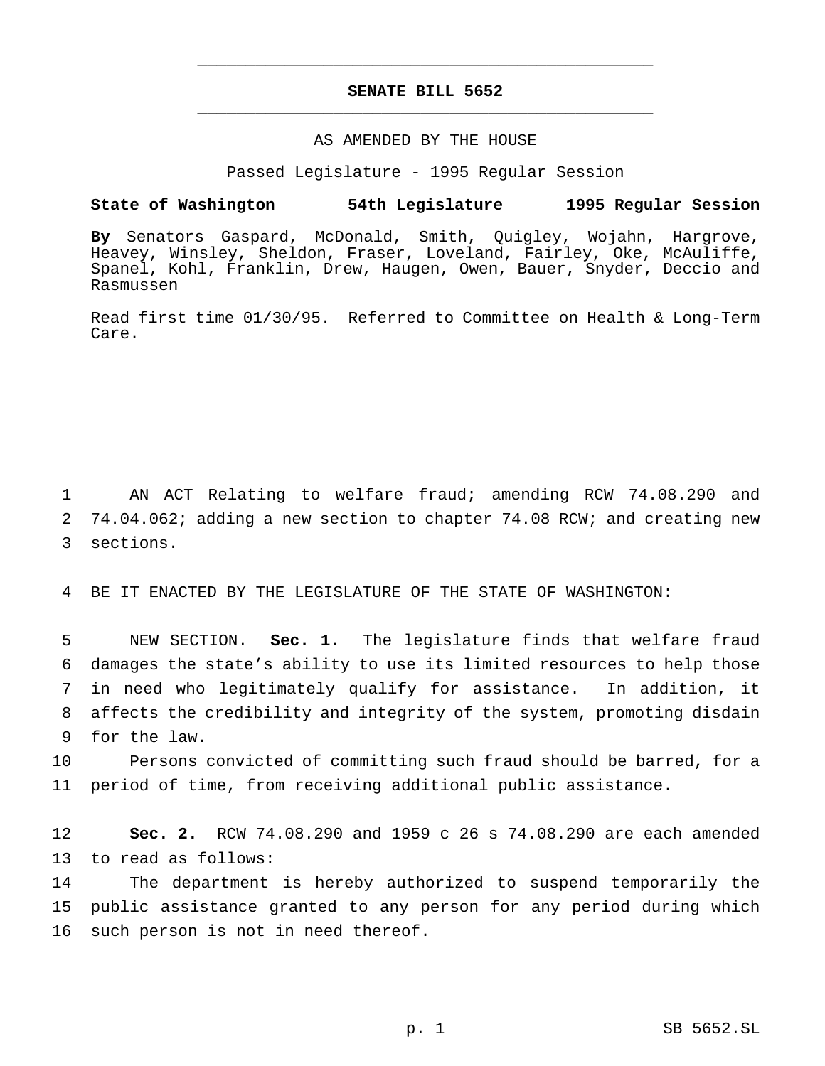# SENATE BILL 5652

AS AMENDED BY THE HOUSE

Passed Legislature - 1995 Regular Session

**State of Washington 54th Legislature 1995 Regular Session**

**By** Senators Gaspard, McDonald, Smith, Quigley, Wojahn, Hargrove, Heavey, Winsley, Sheldon, Fraser, Loveland, Fairley, Oke, McAuliffe, Spanel, Kohl, Franklin, Drew, Haugen, Owen, Bauer, Snyder, Deccio and Rasmussen

Read first time 01/30/95. Referred to Committee on Health & Long-Term Care.

1 AN ACT Relating to welfare fraud; amending RCW 74.08.290 and
2 74.04.062; adding a new section to chapter 74.08 RCW; and creating new
3 sections.

4 BE IT ENACTED BY THE LEGISLATURE OF THE STATE OF WASHINGTON:

5 NEW SECTION. **Sec. 1.** The legislature finds that welfare fraud
6 damages the state's ability to use its limited resources to help those
7 in need who legitimately qualify for assistance. In addition, it
8 affects the credibility and integrity of the system, promoting disdain
9 for the law.

10 Persons convicted of committing such fraud should be barred, for a
11 period of time, from receiving additional public assistance.

12 **Sec. 2.** RCW 74.08.290 and 1959 c 26 s 74.08.290 are each amended
13 to read as follows:

14 The department is hereby authorized to suspend temporarily the
15 public assistance granted to any person for any period during which
16 such person is not in need thereof.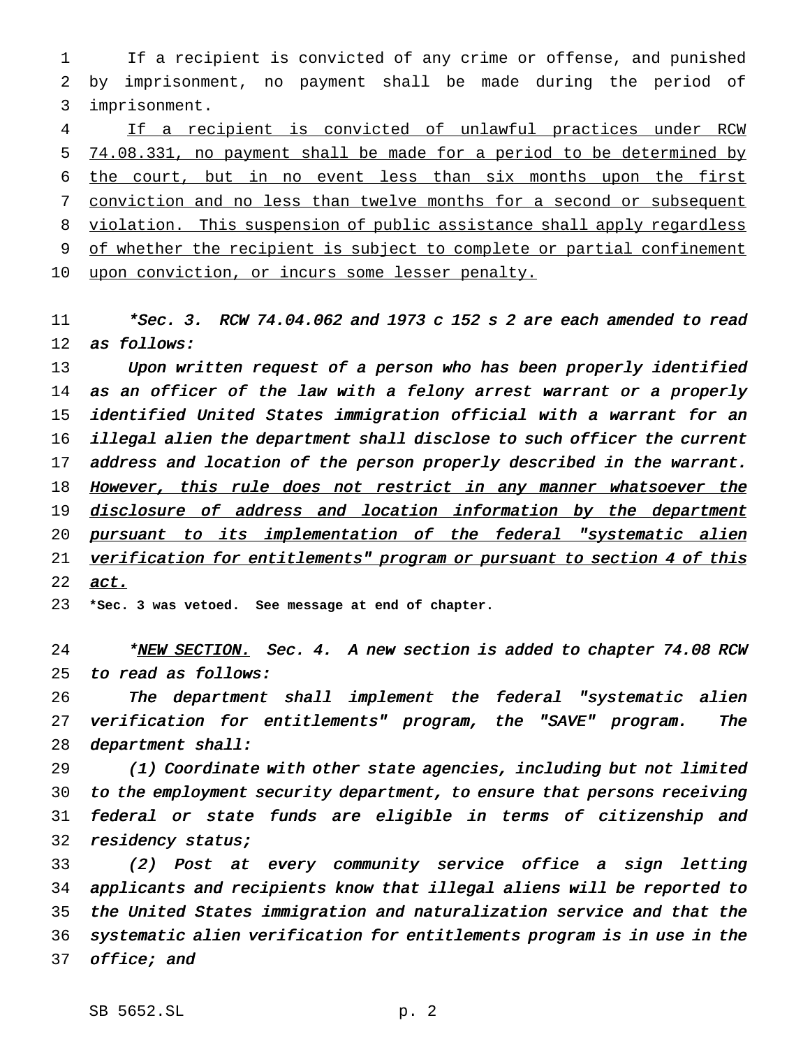If a recipient is convicted of any crime or offense, and punished by imprisonment, no payment shall be made during the period of imprisonment.

<u>If a recipient is convicted of unlawful practices under RCW 74.08.331, no payment shall be made for a period to be determined by the court, but in no event less than six months upon the first conviction and no less than twelve months for a second or subsequent violation. This suspension of public assistance shall apply regardless of whether the recipient is subject to complete or partial confinement upon conviction, or incurs some lesser penalty.</u>

*\*Sec. 3. RCW 74.04.062 and 1973 c 152 s 2 are each amended to read as follows:*

*Upon written request of a person who has been properly identified as an officer of the law with a felony arrest warrant or a properly identified United States immigration official with a warrant for an illegal alien the department shall disclose to such officer the current address and location of the person properly described in the warrant. <u>However, this rule does not restrict in any manner whatsoever the disclosure of address and location information by the department pursuant to its implementation of the federal "systematic alien verification for entitlements" program or pursuant to section 4 of this act.</u>*

**\*Sec. 3 was vetoed. See message at end of chapter.**

*\*<u>NEW SECTION.</u> Sec. 4. A new section is added to chapter 74.08 RCW to read as follows:*

*The department shall implement the federal "systematic alien verification for entitlements" program, the "SAVE" program. The department shall:*

*(1) Coordinate with other state agencies, including but not limited to the employment security department, to ensure that persons receiving federal or state funds are eligible in terms of citizenship and residency status;*

*(2) Post at every community service office a sign letting applicants and recipients know that illegal aliens will be reported to the United States immigration and naturalization service and that the systematic alien verification for entitlements program is in use in the office; and*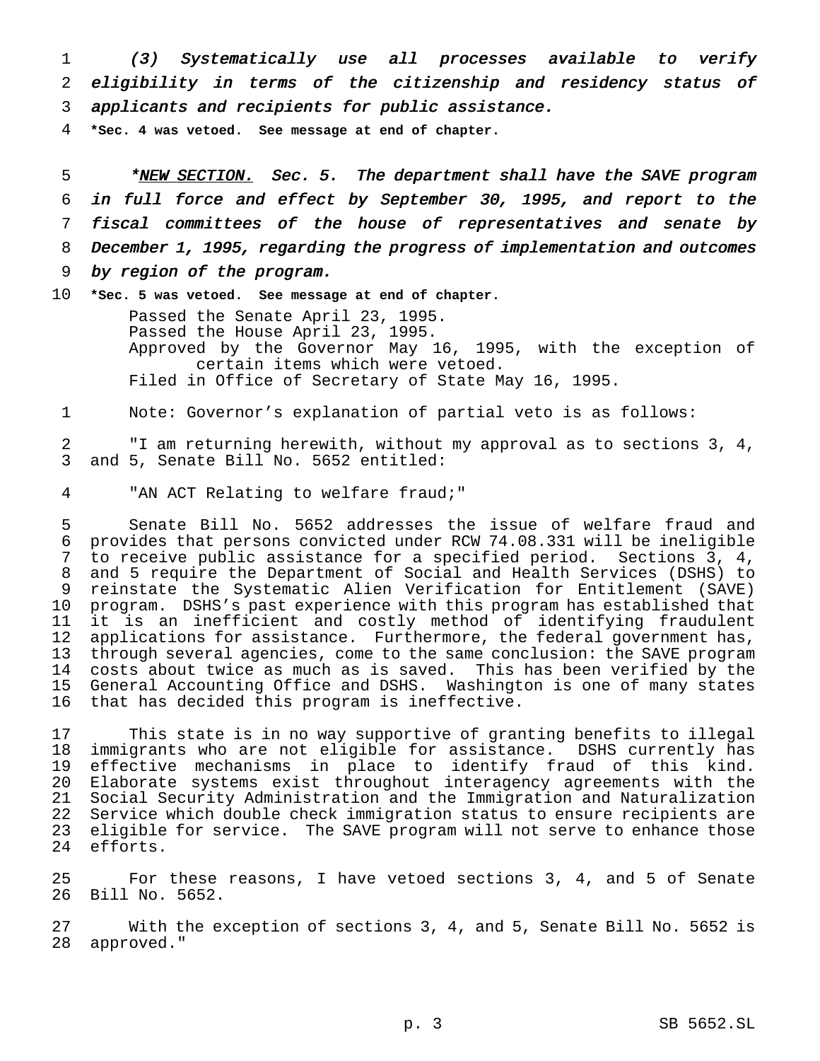*(3) Systematically use all processes available to verify eligibility in terms of the citizenship and residency status of applicants and recipients for public assistance.*

**\*Sec. 4 was vetoed. See message at end of chapter.**

*\*<u>NEW SECTION.</u> Sec. 5. The department shall have the SAVE program in full force and effect by September 30, 1995, and report to the fiscal committees of the house of representatives and senate by December 1, 1995, regarding the progress of implementation and outcomes by region of the program.*

**\*Sec. 5 was vetoed. See message at end of chapter.**

Passed the Senate April 23, 1995.
Passed the House April 23, 1995.
Approved by the Governor May 16, 1995, with the exception of certain items which were vetoed.
Filed in Office of Secretary of State May 16, 1995.

Note: Governor's explanation of partial veto is as follows:

"I am returning herewith, without my approval as to sections 3, 4, and 5, Senate Bill No. 5652 entitled:

"AN ACT Relating to welfare fraud;"

Senate Bill No. 5652 addresses the issue of welfare fraud and provides that persons convicted under RCW 74.08.331 will be ineligible to receive public assistance for a specified period. Sections 3, 4, and 5 require the Department of Social and Health Services (DSHS) to reinstate the Systematic Alien Verification for Entitlement (SAVE) program. DSHS's past experience with this program has established that it is an inefficient and costly method of identifying fraudulent applications for assistance. Furthermore, the federal government has, through several agencies, come to the same conclusion: the SAVE program costs about twice as much as is saved. This has been verified by the General Accounting Office and DSHS. Washington is one of many states that has decided this program is ineffective.

This state is in no way supportive of granting benefits to illegal immigrants who are not eligible for assistance. DSHS currently has effective mechanisms in place to identify fraud of this kind. Elaborate systems exist throughout interagency agreements with the Social Security Administration and the Immigration and Naturalization Service which double check immigration status to ensure recipients are eligible for service. The SAVE program will not serve to enhance those efforts.

For these reasons, I have vetoed sections 3, 4, and 5 of Senate Bill No. 5652.

With the exception of sections 3, 4, and 5, Senate Bill No. 5652 is approved."